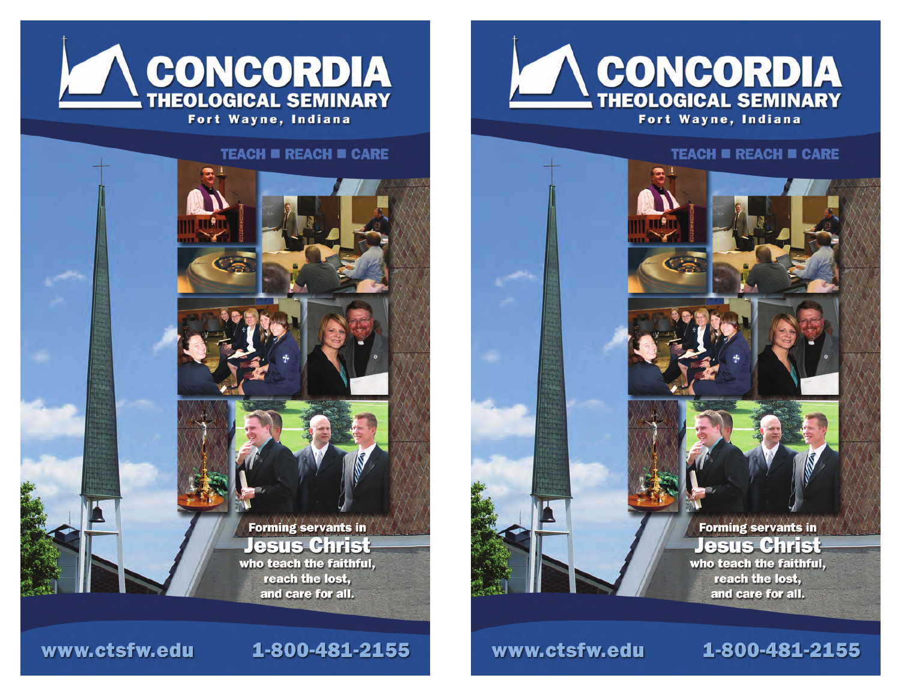# CONCORDIA

## THEOLOGICAL SEMINARY

Fort Wayne, Indiana

TEACH ■ REACH ■ CARE

Forming servants in

**Jesus Christ**

who teach the faithful,
reach the lost,
and care for all.

www.ctsfw.edu 1-800-481-2155

# CONCORDIA

## THEOLOGICAL SEMINARY

Fort Wayne, Indiana

TEACH ■ REACH ■ CARE

Forming servants in

**Jesus Christ**

who teach the faithful,
reach the lost,
and care for all.

www.ctsfw.edu 1-800-481-2155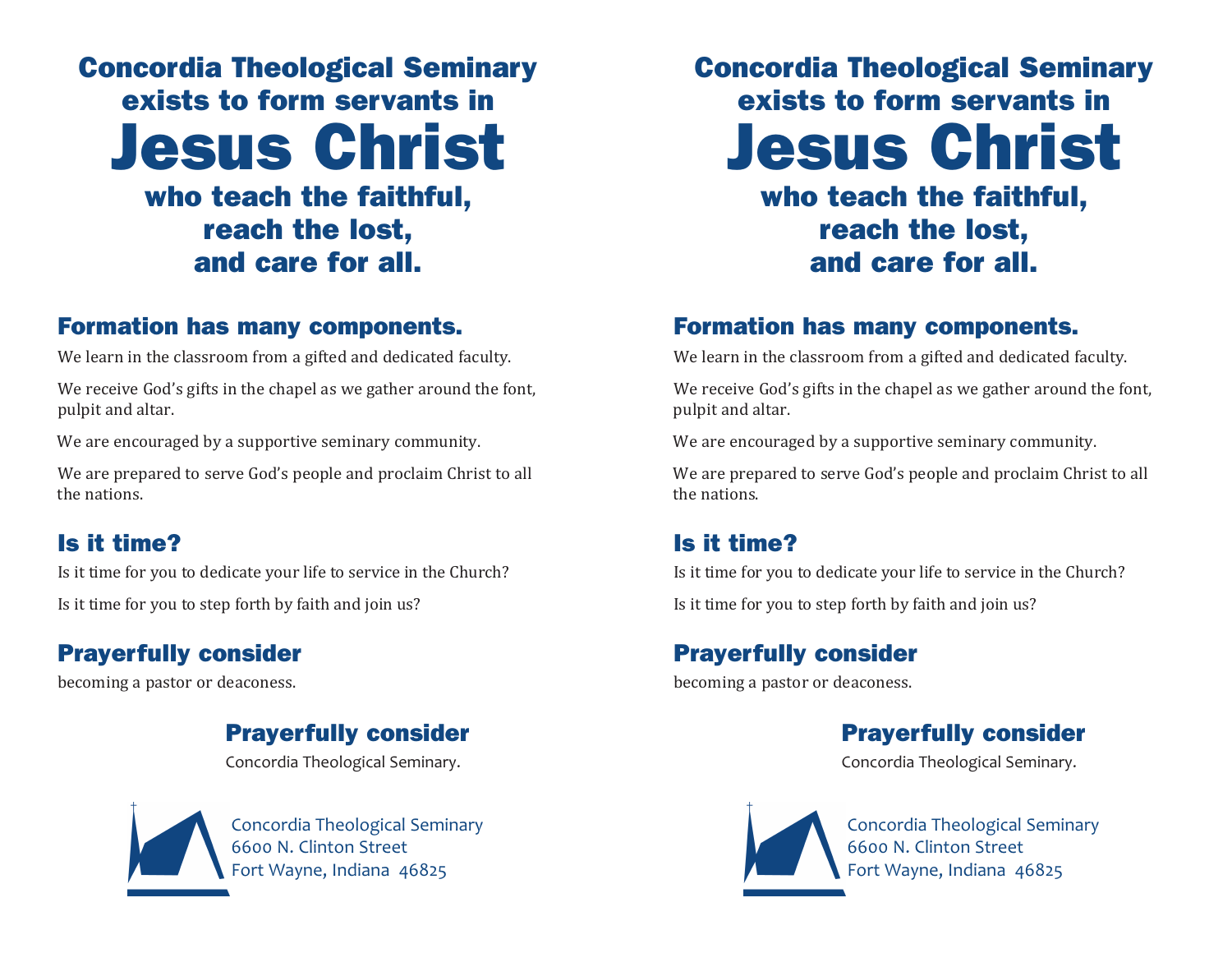# Concordia Theological Seminary exists to form servants in Jesus Christ who teach the faithful, reach the lost, and care for all.

## Formation has many components.

We learn in the classroom from a gifted and dedicated faculty.

We receive God's gifts in the chapel as we gather around the font, pulpit and altar.

We are encouraged by a supportive seminary community.

We are prepared to serve God's people and proclaim Christ to all the nations.

## Is it time?

Is it time for you to dedicate your life to service in the Church?

Is it time for you to step forth by faith and join us?

## Prayerfully consider

becoming a pastor or deaconess.

## Prayerfully consider

Concordia Theological Seminary.

Concordia Theological Seminary
6600 N. Clinton Street
Fort Wayne, Indiana 46825

# Concordia Theological Seminary exists to form servants in Jesus Christ who teach the faithful, reach the lost, and care for all.

## Formation has many components.

We learn in the classroom from a gifted and dedicated faculty.

We receive God's gifts in the chapel as we gather around the font, pulpit and altar.

We are encouraged by a supportive seminary community.

We are prepared to serve God's people and proclaim Christ to all the nations.

## Is it time?

Is it time for you to dedicate your life to service in the Church?

Is it time for you to step forth by faith and join us?

## Prayerfully consider

becoming a pastor or deaconess.

## Prayerfully consider

Concordia Theological Seminary.

Concordia Theological Seminary
6600 N. Clinton Street
Fort Wayne, Indiana 46825